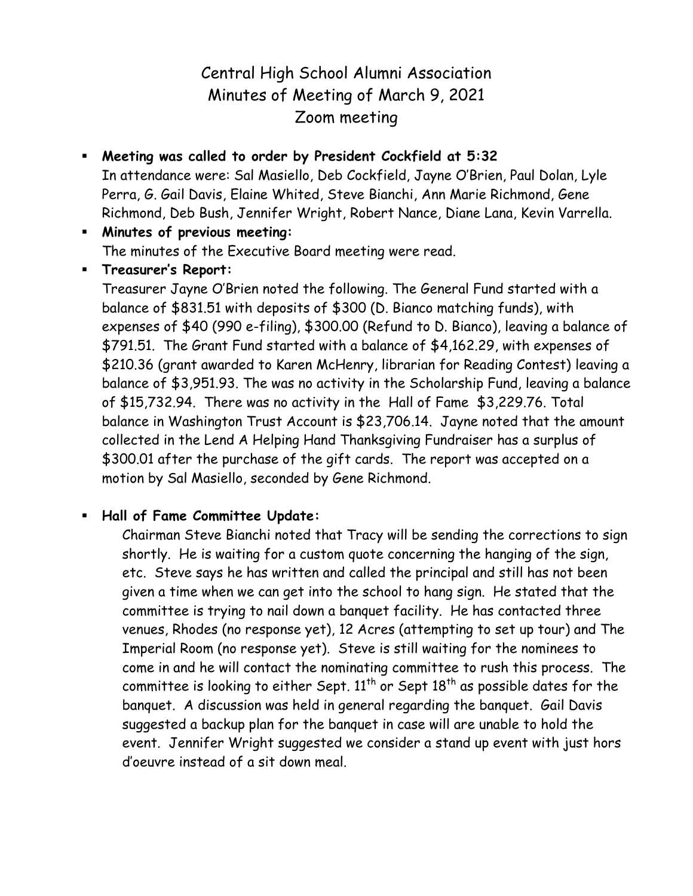# Central High School Alumni Association
## Minutes of Meeting of March 9, 2021
## Zoom meeting

- **Meeting was called to order by President Cockfield at 5:32**
  In attendance were: Sal Masiello, Deb Cockfield, Jayne O'Brien, Paul Dolan, Lyle Perra, G. Gail Davis, Elaine Whited, Steve Bianchi, Ann Marie Richmond, Gene Richmond, Deb Bush, Jennifer Wright, Robert Nance, Diane Lana, Kevin Varrella.
- **Minutes of previous meeting:**
  The minutes of the Executive Board meeting were read.
- **Treasurer's Report:**
  Treasurer Jayne O'Brien noted the following. The General Fund started with a balance of $831.51 with deposits of $300 (D. Bianco matching funds), with expenses of $40 (990 e-filing), $300.00 (Refund to D. Bianco), leaving a balance of $791.51. The Grant Fund started with a balance of $4,162.29, with expenses of $210.36 (grant awarded to Karen McHenry, librarian for Reading Contest) leaving a balance of $3,951.93. The was no activity in the Scholarship Fund, leaving a balance of $15,732.94. There was no activity in the Hall of Fame $3,229.76. Total balance in Washington Trust Account is $23,706.14. Jayne noted that the amount collected in the Lend A Helping Hand Thanksgiving Fundraiser has a surplus of $300.01 after the purchase of the gift cards. The report was accepted on a motion by Sal Masiello, seconded by Gene Richmond.

- **Hall of Fame Committee Update:**
  Chairman Steve Bianchi noted that Tracy will be sending the corrections to sign shortly. He is waiting for a custom quote concerning the hanging of the sign, etc. Steve says he has written and called the principal and still has not been given a time when we can get into the school to hang sign. He stated that the committee is trying to nail down a banquet facility. He has contacted three venues, Rhodes (no response yet), 12 Acres (attempting to set up tour) and The Imperial Room (no response yet). Steve is still waiting for the nominees to come in and he will contact the nominating committee to rush this process. The committee is looking to either Sept. 11th or Sept 18th as possible dates for the banquet. A discussion was held in general regarding the banquet. Gail Davis suggested a backup plan for the banquet in case will are unable to hold the event. Jennifer Wright suggested we consider a stand up event with just hors d'oeuvre instead of a sit down meal.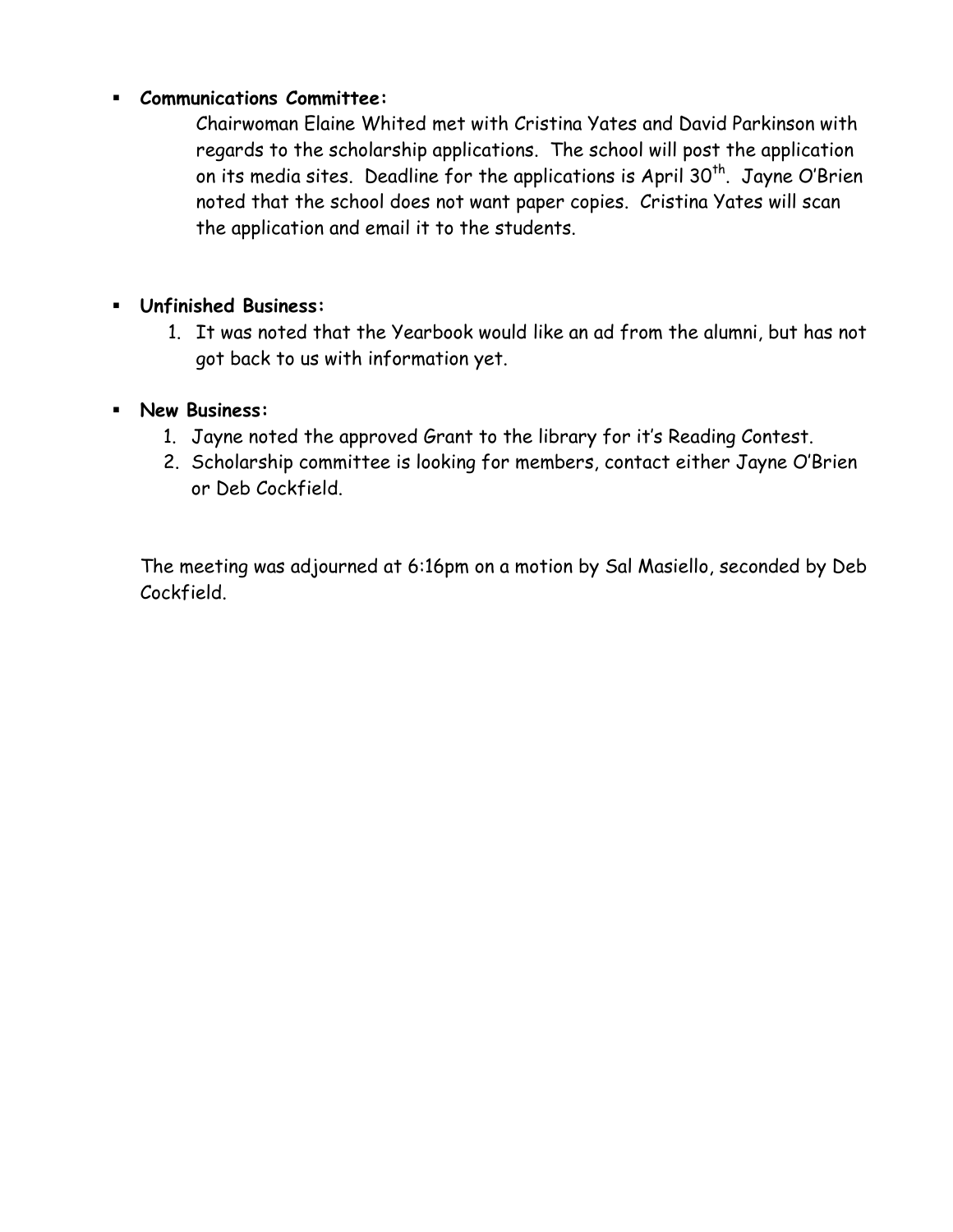- **Communications Committee:**

  Chairwoman Elaine Whited met with Cristina Yates and David Parkinson with regards to the scholarship applications. The school will post the application on its media sites. Deadline for the applications is April 30th. Jayne O'Brien noted that the school does not want paper copies. Cristina Yates will scan the application and email it to the students.

- **Unfinished Business:**
  1. It was noted that the Yearbook would like an ad from the alumni, but has not got back to us with information yet.

- **New Business:**
  1. Jayne noted the approved Grant to the library for it's Reading Contest.
  2. Scholarship committee is looking for members, contact either Jayne O'Brien or Deb Cockfield.

The meeting was adjourned at 6:16pm on a motion by Sal Masiello, seconded by Deb Cockfield.